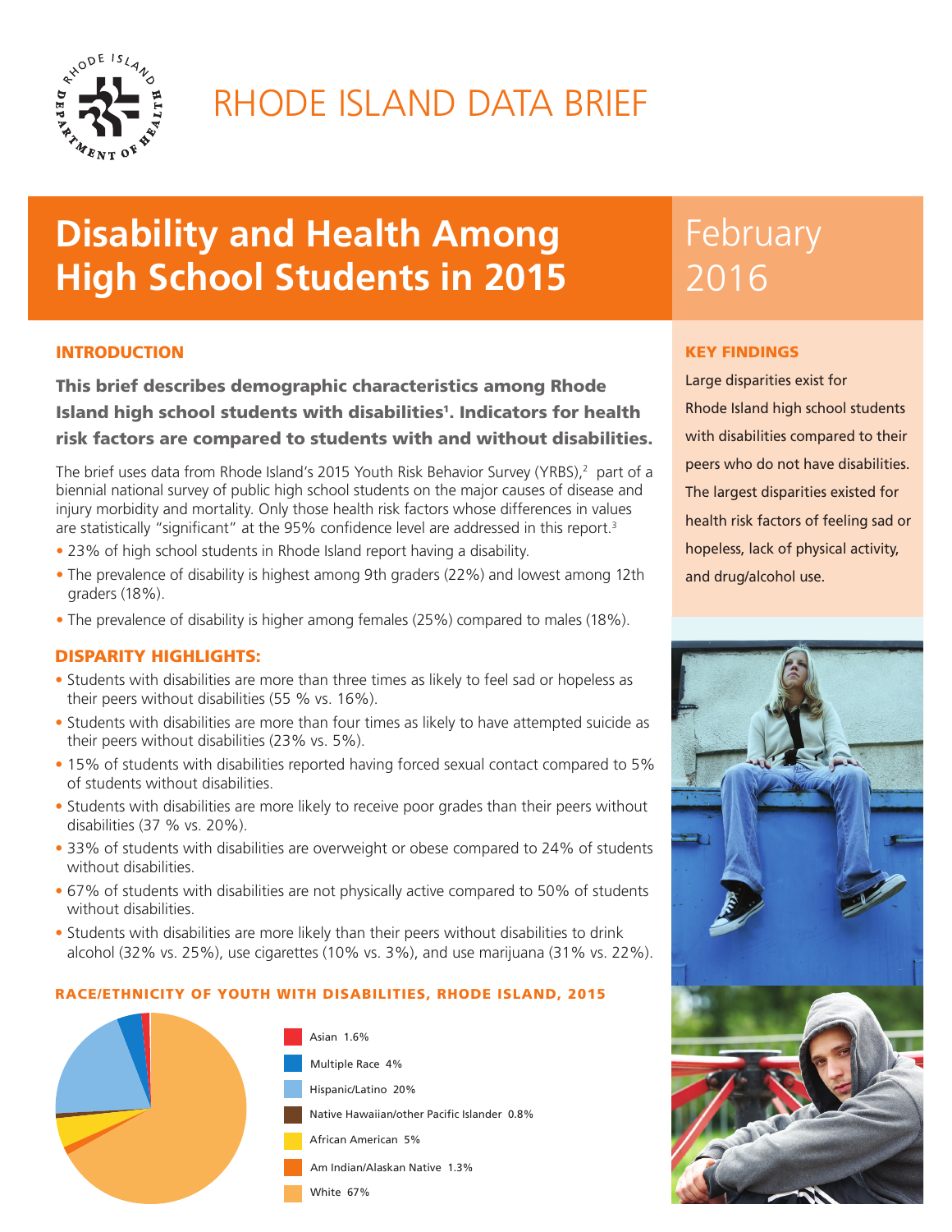# RHODE ISLAND DATA BRIEF

# Disability and Health Among High School Students in 2015

February 2016

## INTRODUCTION

**This brief describes demographic characteristics among Rhode Island high school students with disabilities[1]. Indicators for health risk factors are compared to students with and without disabilities.**

The brief uses data from Rhode Island's 2015 Youth Risk Behavior Survey (YRBS),[2] part of a biennial national survey of public high school students on the major causes of disease and injury morbidity and mortality. Only those health risk factors whose differences in values are statistically "significant" at the 95% confidence level are addressed in this report.[3]

- 23% of high school students in Rhode Island report having a disability.
- The prevalence of disability is highest among 9th graders (22%) and lowest among 12th graders (18%).
- The prevalence of disability is higher among females (25%) compared to males (18%).

## DISPARITY HIGHLIGHTS:

- Students with disabilities are more than three times as likely to feel sad or hopeless as their peers without disabilities (55 % vs. 16%).
- Students with disabilities are more than four times as likely to have attempted suicide as their peers without disabilities (23% vs. 5%).
- 15% of students with disabilities reported having forced sexual contact compared to 5% of students without disabilities.
- Students with disabilities are more likely to receive poor grades than their peers without disabilities (37 % vs. 20%).
- 33% of students with disabilities are overweight or obese compared to 24% of students without disabilities.
- 67% of students with disabilities are not physically active compared to 50% of students without disabilities.
- Students with disabilities are more likely than their peers without disabilities to drink alcohol (32% vs. 25%), use cigarettes (10% vs. 3%), and use marijuana (31% vs. 22%).

## KEY FINDINGS

Large disparities exist for Rhode Island high school students with disabilities compared to their peers who do not have disabilities. The largest disparities existed for health risk factors of feeling sad or hopeless, lack of physical activity, and drug/alcohol use.

### RACE/ETHNICITY OF YOUTH WITH DISABILITIES, RHODE ISLAND, 2015

| Race/Ethnicity | Percent |
|---|---|
| Asian | 1.6% |
| Multiple Race | 4% |
| Hispanic/Latino | 20% |
| Native Hawaiian/other Pacific Islander | 0.8% |
| African American | 5% |
| Am Indian/Alaskan Native | 1.3% |
| White | 67% |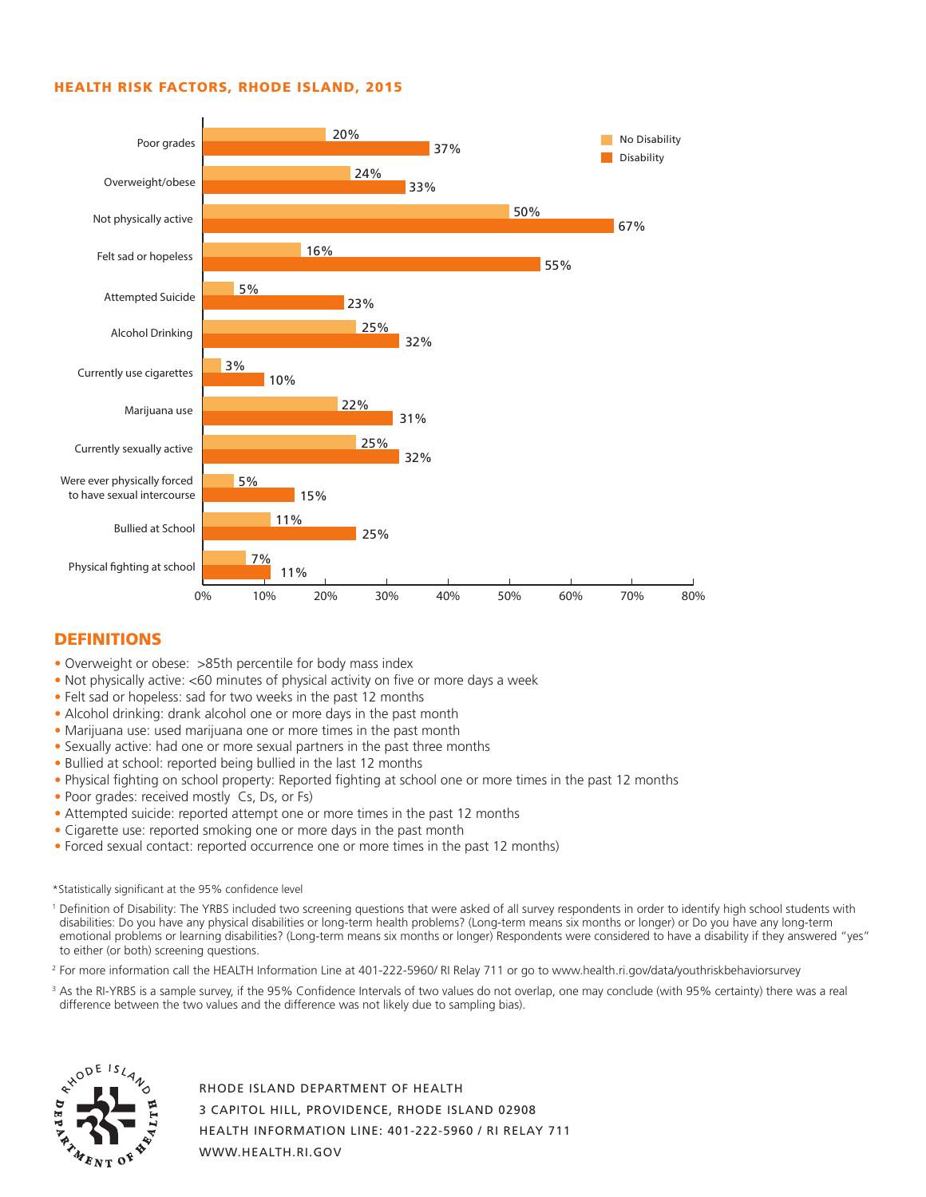## HEALTH RISK FACTORS, RHODE ISLAND, 2015

No Disability
Disability

Poor grades
20%
37%

Overweight/obese
24%
33%

Not physically active
50%
67%

Felt sad or hopeless
16%
55%

Attempted Suicide
5%
23%

Alcohol Drinking
25%
32%

Currently use cigarettes
3%
10%

Marijuana use
22%
31%

Currently sexually active
25%
32%

Were ever physically forced to have sexual intercourse
5%
15%

Bullied at School
11%
25%

Physical fighting at school
7%
11%

0% 10% 20% 30% 40% 50% 60% 70% 80%

## DEFINITIONS

- Overweight or obese: >85th percentile for body mass index
- Not physically active: <60 minutes of physical activity on five or more days a week
- Felt sad or hopeless: sad for two weeks in the past 12 months
- Alcohol drinking: drank alcohol one or more days in the past month
- Marijuana use: used marijuana one or more times in the past month
- Sexually active: had one or more sexual partners in the past three months
- Bullied at school: reported being bullied in the last 12 months
- Physical fighting on school property: Reported fighting at school one or more times in the past 12 months
- Poor grades: received mostly Cs, Ds, or Fs)
- Attempted suicide: reported attempt one or more times in the past 12 months
- Cigarette use: reported smoking one or more days in the past month
- Forced sexual contact: reported occurrence one or more times in the past 12 months)

*Statistically significant at the 95% confidence level

[1] Definition of Disability: The YRBS included two screening questions that were asked of all survey respondents in order to identify high school students with disabilities: Do you have any physical disabilities or long-term health problems? (Long-term means six months or longer) or Do you have any long-term emotional problems or learning disabilities? (Long-term means six months or longer) Respondents were considered to have a disability if they answered "yes" to either (or both) screening questions.

[2] For more information call the HEALTH Information Line at 401-222-5960/ RI Relay 711 or go to www.health.ri.gov/data/youthriskbehaviorsurvey

[3] As the RI-YRBS is a sample survey, if the 95% Confidence Intervals of two values do not overlap, one may conclude (with 95% certainty) there was a real difference between the two values and the difference was not likely due to sampling bias).

RHODE ISLAND DEPARTMENT OF HEALTH
3 CAPITOL HILL, PROVIDENCE, RHODE ISLAND 02908
HEALTH INFORMATION LINE: 401-222-5960 / RI RELAY 711
WWW.HEALTH.RI.GOV